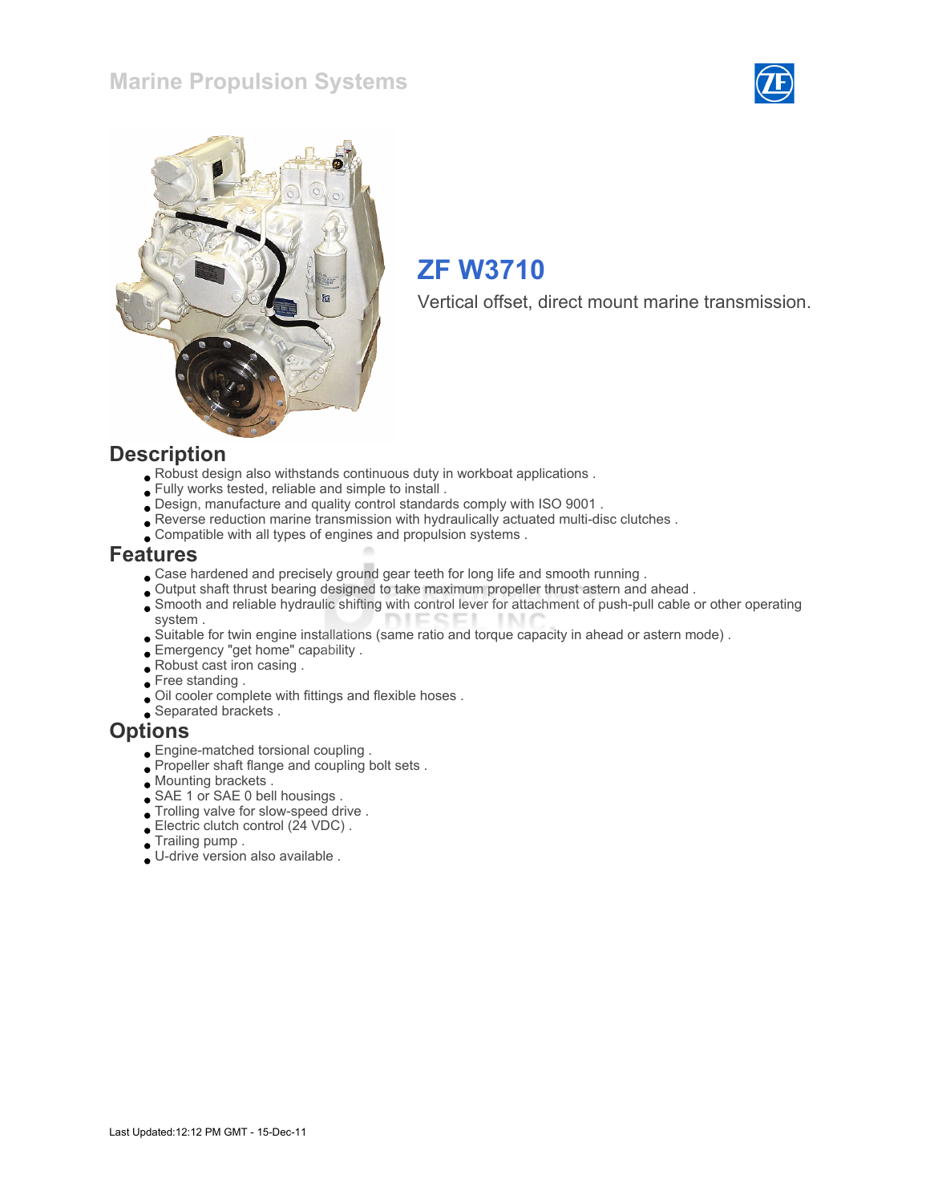# Marine Propulsion Systems

## ZF W3710

Vertical offset, direct mount marine transmission.

## Description

- Robust design also withstands continuous duty in workboat applications .
- Fully works tested, reliable and simple to install .
- Design, manufacture and quality control standards comply with ISO 9001 .
- Reverse reduction marine transmission with hydraulically actuated multi-disc clutches .
- Compatible with all types of engines and propulsion systems .

## Features

- Case hardened and precisely ground gear teeth for long life and smooth running .
- Output shaft thrust bearing designed to take maximum propeller thrust astern and ahead .
- Smooth and reliable hydraulic shifting with control lever for attachment of push-pull cable or other operating system .
- Suitable for twin engine installations (same ratio and torque capacity in ahead or astern mode) .
- Emergency "get home" capability .
- Robust cast iron casing .
- Free standing .
- Oil cooler complete with fittings and flexible hoses .
- Separated brackets .

## Options

- Engine-matched torsional coupling .
- Propeller shaft flange and coupling bolt sets .
- Mounting brackets .
- SAE 1 or SAE 0 bell housings .
- Trolling valve for slow-speed drive .
- Electric clutch control (24 VDC) .
- Trailing pump .
- U-drive version also available .

Last Updated:12:12 PM GMT - 15-Dec-11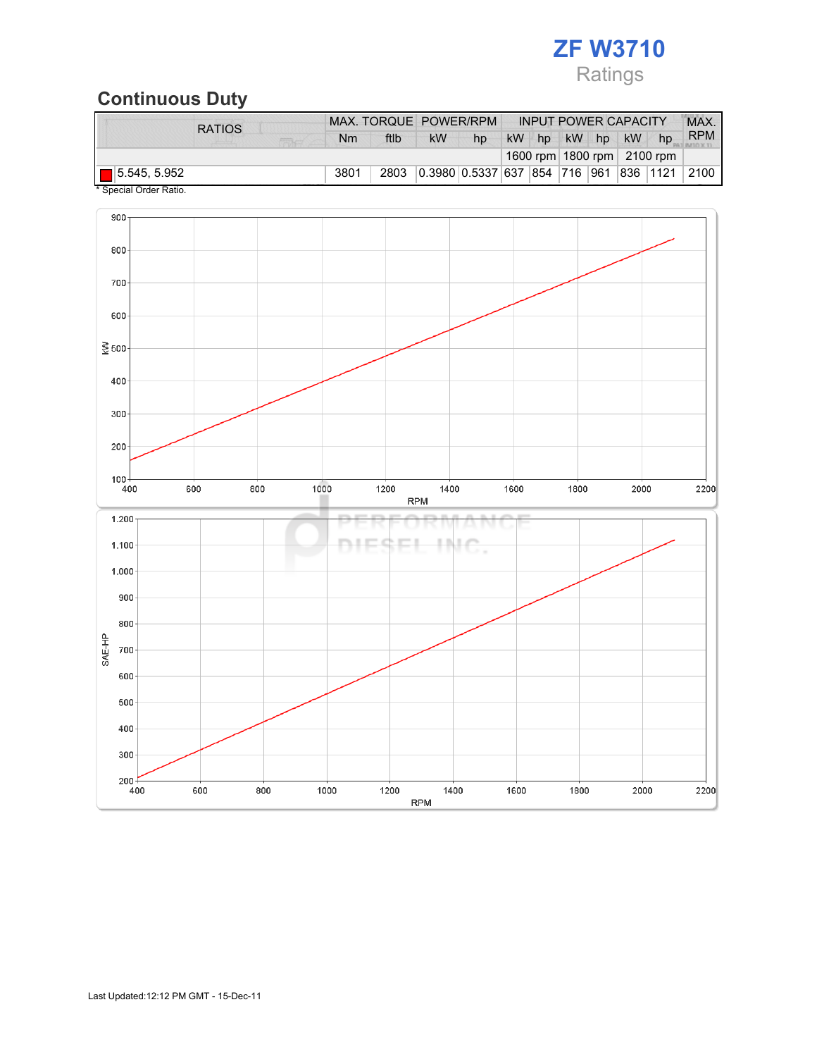# ZF W3710

Ratings

## Continuous Duty

| RATIOS | MAX. TORQUE | | POWER/RPM | | INPUT POWER CAPACITY | | | | | | MAX. RPM |
|---|---|---|---|---|---|---|---|---|---|---|---|
| | Nm | ftlb | kW | hp | kW | hp | kW | hp | kW | hp | |
| | | | | | 1600 rpm | | 1800 rpm | | 2100 rpm | | |
| 5.545, 5.952 | 3801 | 2803 | 0.3980 | 0.5337 | 637 | 854 | 716 | 961 | 836 | 1121 | 2100 |

* Special Order Ratio.

Last Updated:12:12 PM GMT - 15-Dec-11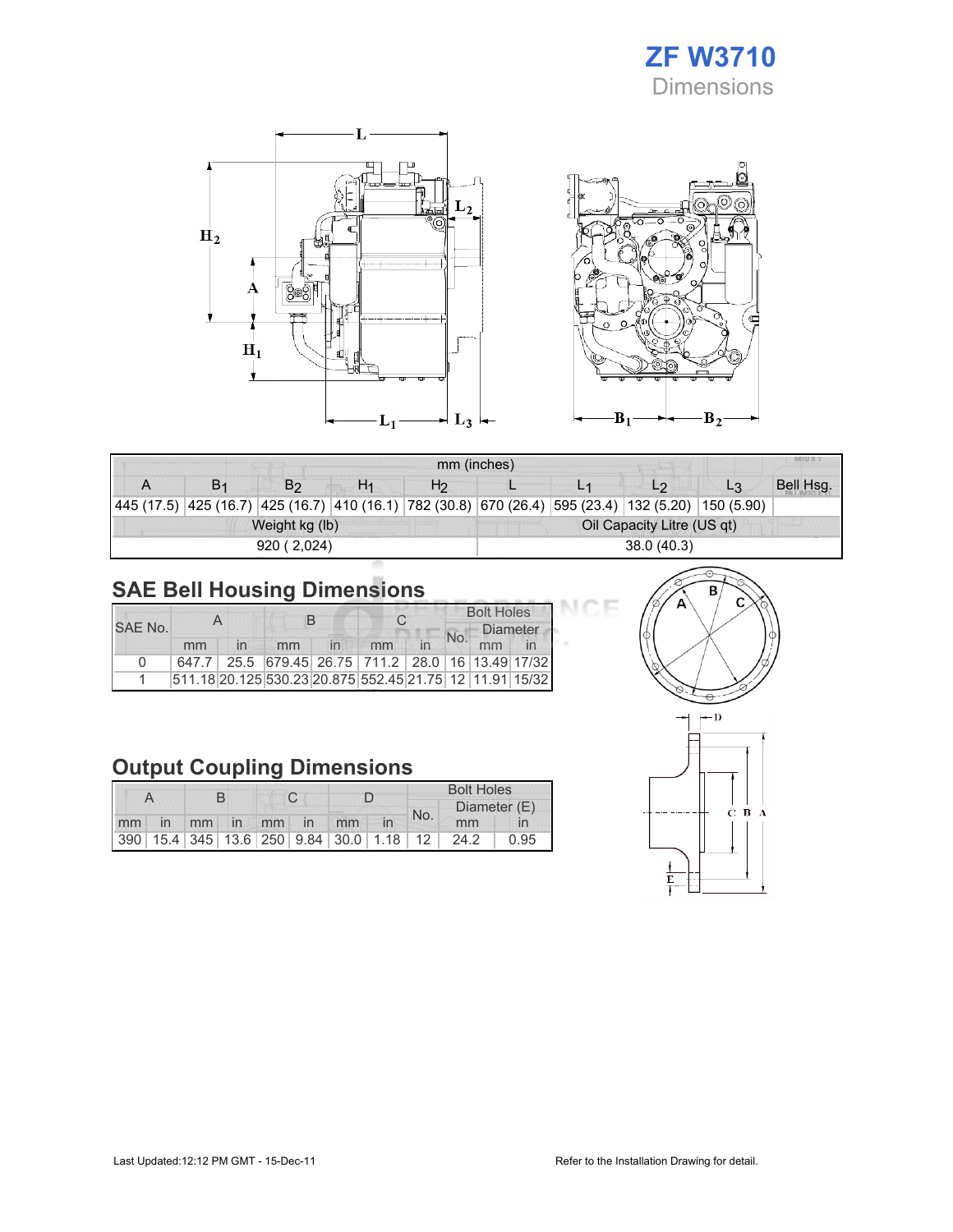# ZF W3710
Dimensions

| mm (inches) | | | | | | | | | |
|---|---|---|---|---|---|---|---|---|---|
| A | $B_1$ | $B_2$ | $H_1$ | $H_2$ | L | $L_1$ | $L_2$ | $L_3$ | Bell Hsg. |
| 445 (17.5) | 425 (16.7) | 425 (16.7) | 410 (16.1) | 782 (30.8) | 670 (26.4) | 595 (23.4) | 132 (5.20) | 150 (5.90) | |

| Weight kg (lb) | Oil Capacity Litre (US qt) |
|---|---|
| 920 ( 2,024) | 38.0 (40.3) |

## SAE Bell Housing Dimensions

| SAE No. | A | | B | | C | | Bolt Holes | | |
|---|---|---|---|---|---|---|---|---|---|
| | | | | | | | No. | Diameter | |
| | mm | in | mm | in | mm | in | | mm | in |
| 0 | 647.7 | 25.5 | 679.45 | 26.75 | 711.2 | 28.0 | 16 | 13.49 | 17/32 |
| 1 | 511.18 | 20.125 | 530.23 | 20.875 | 552.45 | 21.75 | 12 | 11.91 | 15/32 |

## Output Coupling Dimensions

| A | | B | | C | | D | | Bolt Holes | | |
|---|---|---|---|---|---|---|---|---|---|---|
| | | | | | | | | No. | Diameter (E) | |
| mm | in | mm | in | mm | in | mm | in | | mm | in |
| 390 | 15.4 | 345 | 13.6 | 250 | 9.84 | 30.0 | 1.18 | 12 | 24.2 | 0.95 |

Last Updated:12:12 PM GMT - 15-Dec-11

Refer to the Installation Drawing for detail.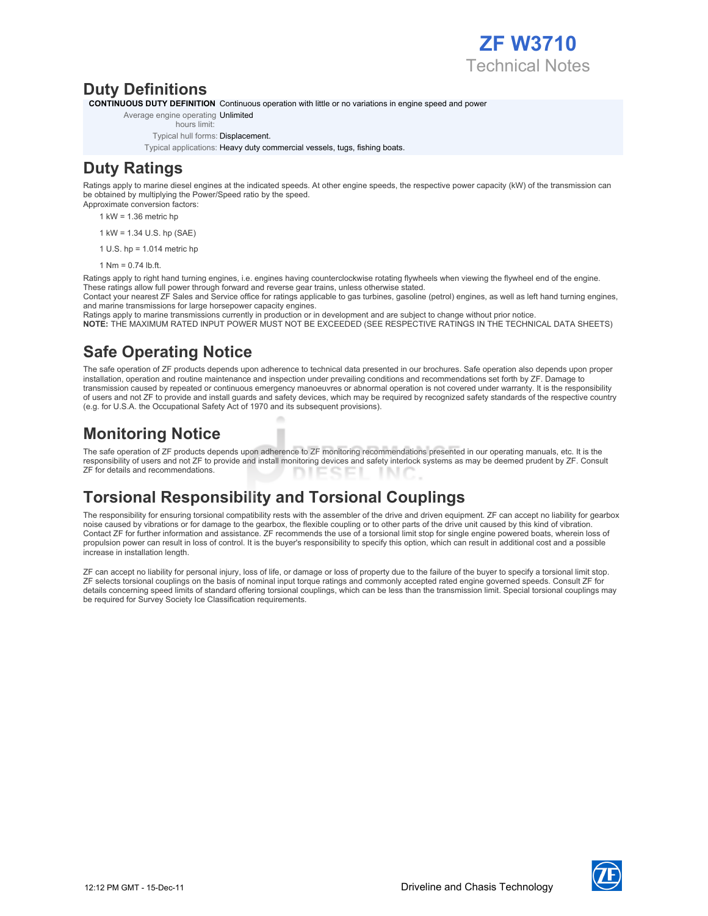# ZF W3710

Technical Notes

## Duty Definitions

| | |
|---|---|
| **CONTINUOUS DUTY DEFINITION** | Continuous operation with little or no variations in engine speed and power |
| Average engine operating hours limit: | Unlimited |
| Typical hull forms: | Displacement. |
| Typical applications: | Heavy duty commercial vessels, tugs, fishing boats. |

## Duty Ratings

Ratings apply to marine diesel engines at the indicated speeds. At other engine speeds, the respective power capacity (kW) of the transmission can be obtained by multiplying the Power/Speed ratio by the speed.
Approximate conversion factors:

1 kW = 1.36 metric hp

1 kW = 1.34 U.S. hp (SAE)

1 U.S. hp = 1.014 metric hp

1 Nm = 0.74 lb.ft.

Ratings apply to right hand turning engines, i.e. engines having counterclockwise rotating flywheels when viewing the flywheel end of the engine. These ratings allow full power through forward and reverse gear trains, unless otherwise stated.
Contact your nearest ZF Sales and Service office for ratings applicable to gas turbines, gasoline (petrol) engines, as well as left hand turning engines, and marine transmissions for large horsepower capacity engines.
Ratings apply to marine transmissions currently in production or in development and are subject to change without prior notice.
**NOTE:** THE MAXIMUM RATED INPUT POWER MUST NOT BE EXCEEDED (SEE RESPECTIVE RATINGS IN THE TECHNICAL DATA SHEETS)

## Safe Operating Notice

The safe operation of ZF products depends upon adherence to technical data presented in our brochures. Safe operation also depends upon proper installation, operation and routine maintenance and inspection under prevailing conditions and recommendations set forth by ZF. Damage to transmission caused by repeated or continuous emergency manoeuvres or abnormal operation is not covered under warranty. It is the responsibility of users and not ZF to provide and install guards and safety devices, which may be required by recognized safety standards of the respective country (e.g. for U.S.A. the Occupational Safety Act of 1970 and its subsequent provisions).

## Monitoring Notice

The safe operation of ZF products depends upon adherence to ZF monitoring recommendations presented in our operating manuals, etc. It is the responsibility of users and not ZF to provide and install monitoring devices and safety interlock systems as may be deemed prudent by ZF. Consult ZF for details and recommendations.

## Torsional Responsibility and Torsional Couplings

The responsibility for ensuring torsional compatibility rests with the assembler of the drive and driven equipment. ZF can accept no liability for gearbox noise caused by vibrations or for damage to the gearbox, the flexible coupling or to other parts of the drive unit caused by this kind of vibration. Contact ZF for further information and assistance. ZF recommends the use of a torsional limit stop for single engine powered boats, wherein loss of propulsion power can result in loss of control. It is the buyer's responsibility to specify this option, which can result in additional cost and a possible increase in installation length.

ZF can accept no liability for personal injury, loss of life, or damage or loss of property due to the failure of the buyer to specify a torsional limit stop. ZF selects torsional couplings on the basis of nominal input torque ratings and commonly accepted rated engine governed speeds. Consult ZF for details concerning speed limits of standard offering torsional couplings, which can be less than the transmission limit. Special torsional couplings may be required for Survey Society Ice Classification requirements.